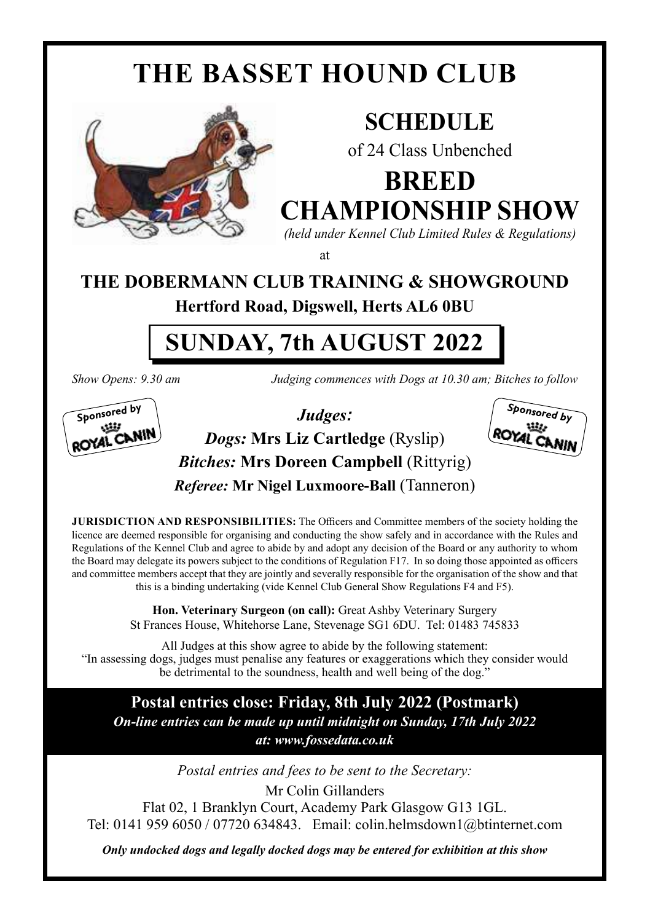# THE BASSET HOUND CLUB

## SCHEDULE

of 24 Class Unbenched

## BREED CHAMPIONSHIP SHOW

*(held under Kennel Club Limited Rules & Regulations)*

at

### THE DOBERMANN CLUB TRAINING & SHOWGROUND

**Hertford Road, Digswell, Herts AL6 0BU**

## SUNDAY, 7th AUGUST 2022

*Show Opens: 9.30 am* *Judging commences with Dogs at 10.30 am; Bitches to follow*

Sponsored by ROYAL CANIN

***Judges:***

***Dogs:*** **Mrs Liz Cartledge** (Ryslip)

***Bitches:*** **Mrs Doreen Campbell** (Rittyrig)

***Referee:*** **Mr Nigel Luxmoore-Ball** (Tanneron)

**JURISDICTION AND RESPONSIBILITIES:** The Officers and Committee members of the society holding the licence are deemed responsible for organising and conducting the show safely and in accordance with the Rules and Regulations of the Kennel Club and agree to abide by and adopt any decision of the Board or any authority to whom the Board may delegate its powers subject to the conditions of Regulation F17. In so doing those appointed as officers and committee members accept that they are jointly and severally responsible for the organisation of the show and that this is a binding undertaking (vide Kennel Club General Show Regulations F4 and F5).

**Hon. Veterinary Surgeon (on call):** Great Ashby Veterinary Surgery
St Frances House, Whitehorse Lane, Stevenage SG1 6DU. Tel: 01483 745833

All Judges at this show agree to abide by the following statement:
"In assessing dogs, judges must penalise any features or exaggerations which they consider would be detrimental to the soundness, health and well being of the dog."

**Postal entries close: Friday, 8th July 2022 (Postmark)**

***On-line entries can be made up until midnight on Sunday, 17th July 2022***
***at: www.fossedata.co.uk***

*Postal entries and fees to be sent to the Secretary:*

Mr Colin Gillanders
Flat 02, 1 Branklyn Court, Academy Park Glasgow G13 1GL.
Tel: 0141 959 6050 / 07720 634843. Email: colin.helmsdown1@btinternet.com

***Only undocked dogs and legally docked dogs may be entered for exhibition at this show***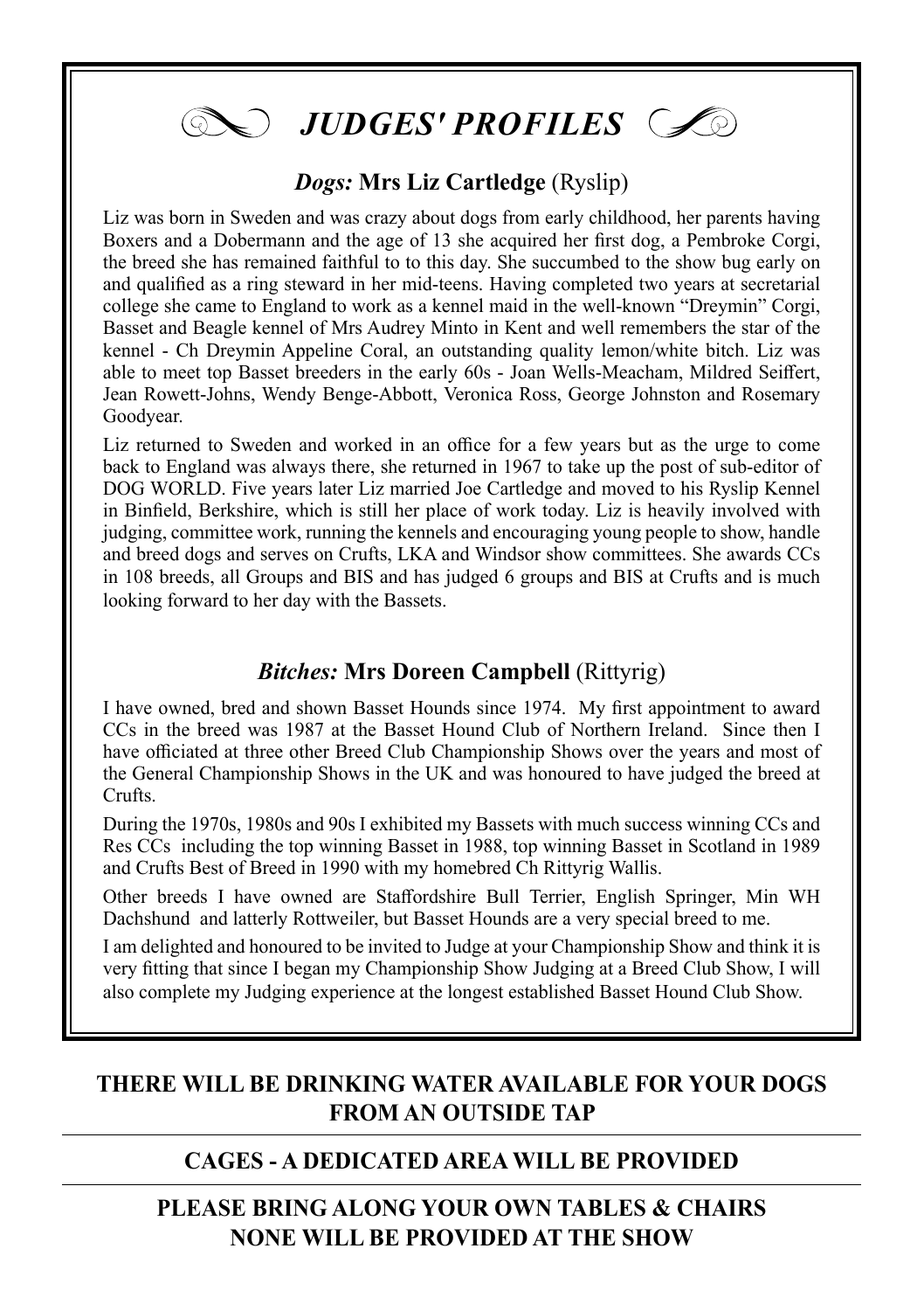# *JUDGES' PROFILES*

## *Dogs:* **Mrs Liz Cartledge** (Ryslip)

Liz was born in Sweden and was crazy about dogs from early childhood, her parents having Boxers and a Dobermann and the age of 13 she acquired her first dog, a Pembroke Corgi, the breed she has remained faithful to to this day. She succumbed to the show bug early on and qualified as a ring steward in her mid-teens. Having completed two years at secretarial college she came to England to work as a kennel maid in the well-known "Dreymin" Corgi, Basset and Beagle kennel of Mrs Audrey Minto in Kent and well remembers the star of the kennel - Ch Dreymin Appeline Coral, an outstanding quality lemon/white bitch. Liz was able to meet top Basset breeders in the early 60s - Joan Wells-Meacham, Mildred Seiffert, Jean Rowett-Johns, Wendy Benge-Abbott, Veronica Ross, George Johnston and Rosemary Goodyear.

Liz returned to Sweden and worked in an office for a few years but as the urge to come back to England was always there, she returned in 1967 to take up the post of sub-editor of DOG WORLD. Five years later Liz married Joe Cartledge and moved to his Ryslip Kennel in Binfield, Berkshire, which is still her place of work today. Liz is heavily involved with judging, committee work, running the kennels and encouraging young people to show, handle and breed dogs and serves on Crufts, LKA and Windsor show committees. She awards CCs in 108 breeds, all Groups and BIS and has judged 6 groups and BIS at Crufts and is much looking forward to her day with the Bassets.

## *Bitches:* **Mrs Doreen Campbell** (Rittyrig)

I have owned, bred and shown Basset Hounds since 1974. My first appointment to award CCs in the breed was 1987 at the Basset Hound Club of Northern Ireland. Since then I have officiated at three other Breed Club Championship Shows over the years and most of the General Championship Shows in the UK and was honoured to have judged the breed at Crufts.

During the 1970s, 1980s and 90s I exhibited my Bassets with much success winning CCs and Res CCs including the top winning Basset in 1988, top winning Basset in Scotland in 1989 and Crufts Best of Breed in 1990 with my homebred Ch Rittyrig Wallis.

Other breeds I have owned are Staffordshire Bull Terrier, English Springer, Min WH Dachshund and latterly Rottweiler, but Basset Hounds are a very special breed to me.

I am delighted and honoured to be invited to Judge at your Championship Show and think it is very fitting that since I began my Championship Show Judging at a Breed Club Show, I will also complete my Judging experience at the longest established Basset Hound Club Show.

---

**THERE WILL BE DRINKING WATER AVAILABLE FOR YOUR DOGS FROM AN OUTSIDE TAP**

---

**CAGES - A DEDICATED AREA WILL BE PROVIDED**

---

**PLEASE BRING ALONG YOUR OWN TABLES & CHAIRS NONE WILL BE PROVIDED AT THE SHOW**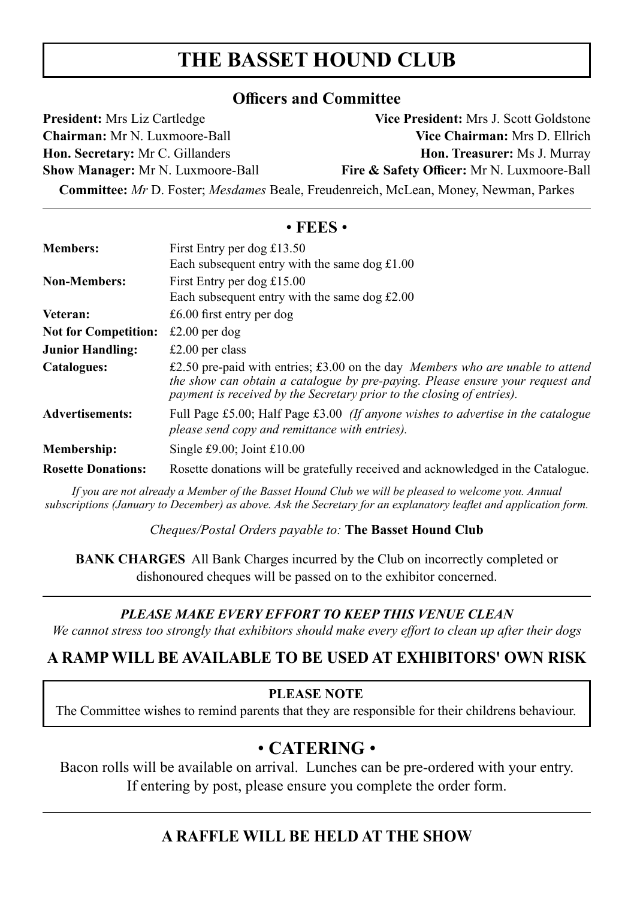# THE BASSET HOUND CLUB

## Officers and Committee

**President:** Mrs Liz Cartledge

**Vice President:** Mrs J. Scott Goldstone

**Chairman:** Mr N. Luxmoore-Ball

**Vice Chairman:** Mrs D. Ellrich

**Hon. Secretary:** Mr C. Gillanders

**Hon. Treasurer:** Ms J. Murray

**Show Manager:** Mr N. Luxmoore-Ball

**Fire & Safety Officer:** Mr N. Luxmoore-Ball

**Committee:** *Mr* D. Foster; *Mesdames* Beale, Freudenreich, McLean, Money, Newman, Parkes

## • FEES •

| | |
|---|---|
| **Members:** | First Entry per dog £13.50<br>Each subsequent entry with the same dog £1.00 |
| **Non-Members:** | First Entry per dog £15.00<br>Each subsequent entry with the same dog £2.00 |
| **Veteran:** | £6.00 first entry per dog |
| **Not for Competition:** | £2.00 per dog |
| **Junior Handling:** | £2.00 per class |
| **Catalogues:** | £2.50 pre-paid with entries; £3.00 on the day *Members who are unable to attend the show can obtain a catalogue by pre-paying. Please ensure your request and payment is received by the Secretary prior to the closing of entries).* |
| **Advertisements:** | Full Page £5.00; Half Page £3.00 *(If anyone wishes to advertise in the catalogue please send copy and remittance with entries).* |
| **Membership:** | Single £9.00; Joint £10.00 |
| **Rosette Donations:** | Rosette donations will be gratefully received and acknowledged in the Catalogue. |

*If you are not already a Member of the Basset Hound Club we will be pleased to welcome you. Annual subscriptions (January to December) as above. Ask the Secretary for an explanatory leaflet and application form.*

*Cheques/Postal Orders payable to:* **The Basset Hound Club**

**BANK CHARGES** All Bank Charges incurred by the Club on incorrectly completed or dishonoured cheques will be passed on to the exhibitor concerned.

***PLEASE MAKE EVERY EFFORT TO KEEP THIS VENUE CLEAN***

*We cannot stress too strongly that exhibitors should make every effort to clean up after their dogs*

**A RAMP WILL BE AVAILABLE TO BE USED AT EXHIBITORS' OWN RISK**

**PLEASE NOTE**

The Committee wishes to remind parents that they are responsible for their childrens behaviour.

## • CATERING •

Bacon rolls will be available on arrival. Lunches can be pre-ordered with your entry. If entering by post, please ensure you complete the order form.

**A RAFFLE WILL BE HELD AT THE SHOW**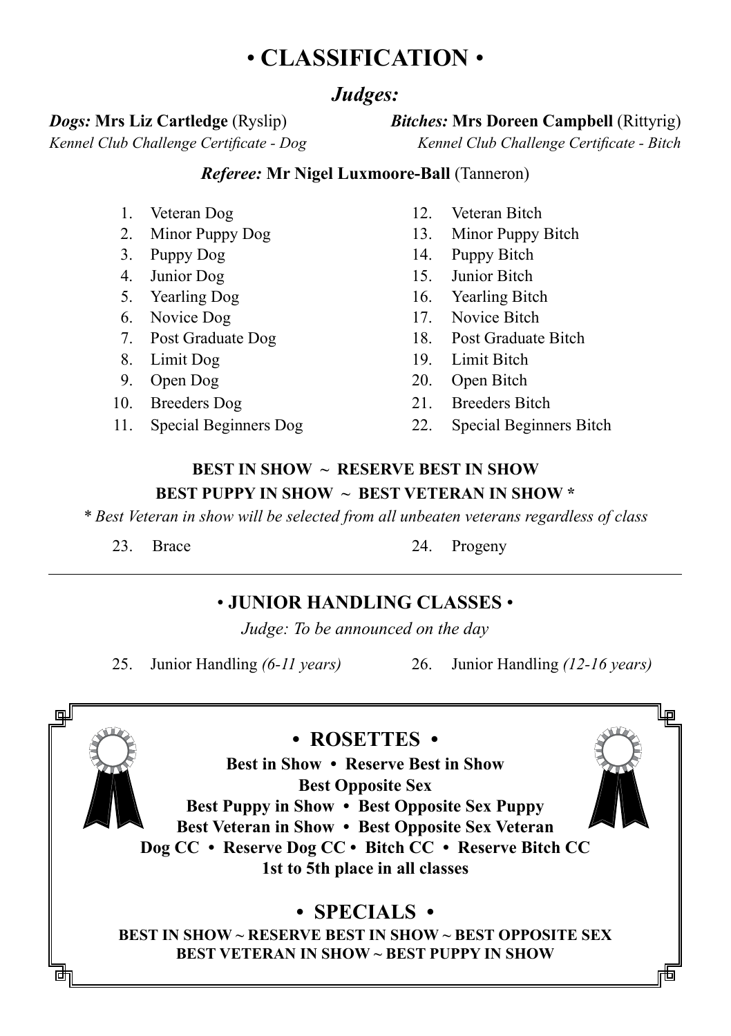# • CLASSIFICATION •

## *Judges:*

***Dogs:*** **Mrs Liz Cartledge** (Ryslip)
*Kennel Club Challenge Certificate - Dog*

***Bitches:*** **Mrs Doreen Campbell** (Rittyrig)
*Kennel Club Challenge Certificate - Bitch*

***Referee:*** **Mr Nigel Luxmoore-Ball** (Tanneron)

1. Veteran Dog
2. Minor Puppy Dog
3. Puppy Dog
4. Junior Dog
5. Yearling Dog
6. Novice Dog
7. Post Graduate Dog
8. Limit Dog
9. Open Dog
10. Breeders Dog
11. Special Beginners Dog
12. Veteran Bitch
13. Minor Puppy Bitch
14. Puppy Bitch
15. Junior Bitch
16. Yearling Bitch
17. Novice Bitch
18. Post Graduate Bitch
19. Limit Bitch
20. Open Bitch
21. Breeders Bitch
22. Special Beginners Bitch

**BEST IN SHOW ~ RESERVE BEST IN SHOW**
**BEST PUPPY IN SHOW ~ BEST VETERAN IN SHOW ***

*\* Best Veteran in show will be selected from all unbeaten veterans regardless of class*

23. Brace
24. Progeny

---

## • JUNIOR HANDLING CLASSES •

*Judge: To be announced on the day*

25. Junior Handling *(6-11 years)*
26. Junior Handling *(12-16 years)*

## • ROSETTES •

**Best in Show • Reserve Best in Show**
**Best Opposite Sex**
**Best Puppy in Show • Best Opposite Sex Puppy**
**Best Veteran in Show • Best Opposite Sex Veteran**
**Dog CC • Reserve Dog CC • Bitch CC • Reserve Bitch CC**
**1st to 5th place in all classes**

## • SPECIALS •

**BEST IN SHOW ~ RESERVE BEST IN SHOW ~ BEST OPPOSITE SEX**
**BEST VETERAN IN SHOW ~ BEST PUPPY IN SHOW**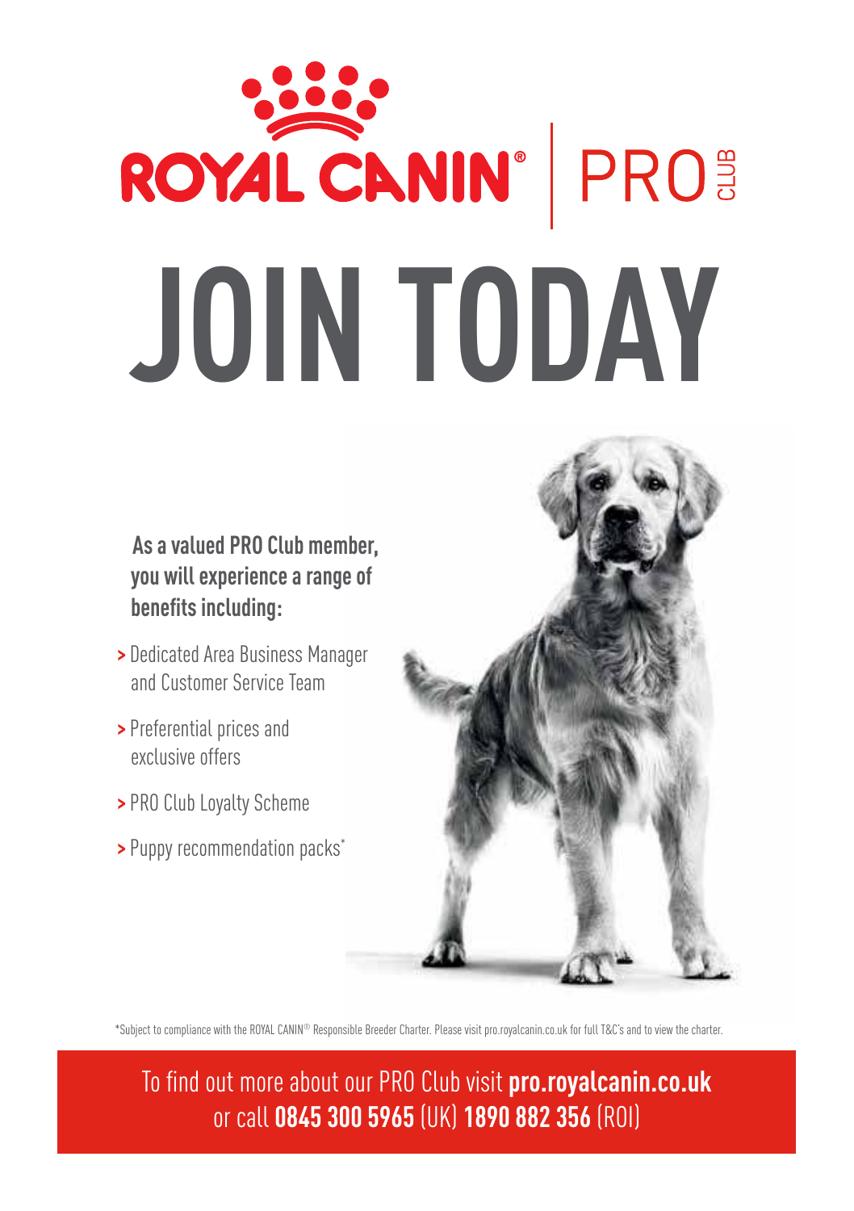ROYAL CANIN® | PRO CLUB

# JOIN TODAY

**As a valued PRO Club member, you will experience a range of benefits including:**

- Dedicated Area Business Manager and Customer Service Team
- Preferential prices and exclusive offers
- PRO Club Loyalty Scheme
- Puppy recommendation packs*

*Subject to compliance with the ROYAL CANIN® Responsible Breeder Charter. Please visit pro.royalcanin.co.uk for full T&C's and to view the charter.

To find out more about our PRO Club visit **pro.royalcanin.co.uk** or call **0845 300 5965** (UK) **1890 882 356** (ROI)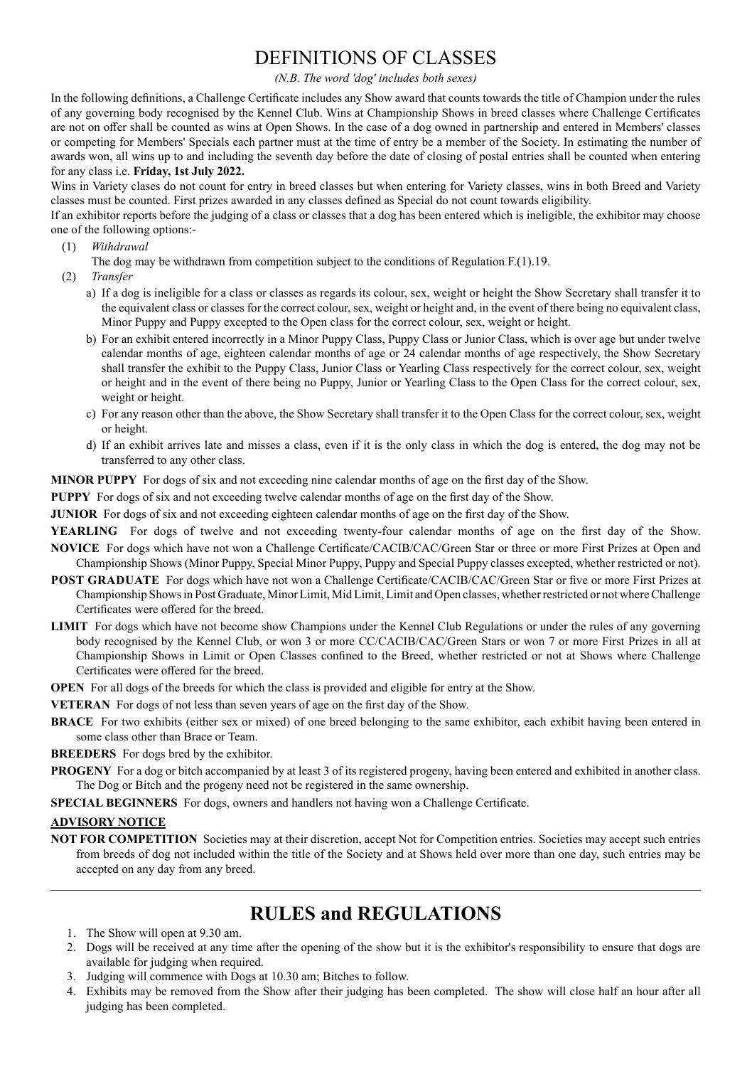# DEFINITIONS OF CLASSES

*(N.B. The word 'dog' includes both sexes)*

In the following definitions, a Challenge Certificate includes any Show award that counts towards the title of Champion under the rules of any governing body recognised by the Kennel Club. Wins at Championship Shows in breed classes where Challenge Certificates are not on offer shall be counted as wins at Open Shows. In the case of a dog owned in partnership and entered in Members' classes or competing for Members' Specials each partner must at the time of entry be a member of the Society. In estimating the number of awards won, all wins up to and including the seventh day before the date of closing of postal entries shall be counted when entering for any class i.e. **Friday, 1st July 2022.**

Wins in Variety classes do not count for entry in breed classes but when entering for Variety classes, wins in both Breed and Variety classes must be counted. First prizes awarded in any classes defined as Special do not count towards eligibility.

If an exhibitor reports before the judging of a class or classes that a dog has been entered which is ineligible, the exhibitor may choose one of the following options:-

(1) *Withdrawal*

The dog may be withdrawn from competition subject to the conditions of Regulation F.(1).19.

(2) *Transfer*

a) If a dog is ineligible for a class or classes as regards its colour, sex, weight or height the Show Secretary shall transfer it to the equivalent class or classes for the correct colour, sex, weight or height and, in the event of there being no equivalent class, Minor Puppy and Puppy excepted to the Open class for the correct colour, sex, weight or height.

b) For an exhibit entered incorrectly in a Minor Puppy Class, Puppy Class or Junior Class, which is over age but under twelve calendar months of age, eighteen calendar months of age or 24 calendar months of age respectively, the Show Secretary shall transfer the exhibit to the Puppy Class, Junior Class or Yearling Class respectively for the correct colour, sex, weight or height and in the event of there being no Puppy, Junior or Yearling Class to the Open Class for the correct colour, sex, weight or height.

c) For any reason other than the above, the Show Secretary shall transfer it to the Open Class for the correct colour, sex, weight or height.

d) If an exhibit arrives late and misses a class, even if it is the only class in which the dog is entered, the dog may not be transferred to any other class.

**MINOR PUPPY** For dogs of six and not exceeding nine calendar months of age on the first day of the Show.

**PUPPY** For dogs of six and not exceeding twelve calendar months of age on the first day of the Show.

**JUNIOR** For dogs of six and not exceeding eighteen calendar months of age on the first day of the Show.

**YEARLING** For dogs of twelve and not exceeding twenty-four calendar months of age on the first day of the Show.

**NOVICE** For dogs which have not won a Challenge Certificate/CACIB/CAC/Green Star or three or more First Prizes at Open and Championship Shows (Minor Puppy, Special Minor Puppy, Puppy and Special Puppy classes excepted, whether restricted or not).

**POST GRADUATE** For dogs which have not won a Challenge Certificate/CACIB/CAC/Green Star or five or more First Prizes at Championship Shows in Post Graduate, Minor Limit, Mid Limit, Limit and Open classes, whether restricted or not where Challenge Certificates were offered for the breed.

**LIMIT** For dogs which have not become show Champions under the Kennel Club Regulations or under the rules of any governing body recognised by the Kennel Club, or won 3 or more CC/CACIB/CAC/Green Stars or won 7 or more First Prizes in all at Championship Shows in Limit or Open Classes confined to the Breed, whether restricted or not at Shows where Challenge Certificates were offered for the breed.

**OPEN** For all dogs of the breeds for which the class is provided and eligible for entry at the Show.

**VETERAN** For dogs of not less than seven years of age on the first day of the Show.

**BRACE** For two exhibits (either sex or mixed) of one breed belonging to the same exhibitor, each exhibit having been entered in some class other than Brace or Team.

**BREEDERS** For dogs bred by the exhibitor.

**PROGENY** For a dog or bitch accompanied by at least 3 of its registered progeny, having been entered and exhibited in another class. The Dog or Bitch and the progeny need not be registered in the same ownership.

**SPECIAL BEGINNERS** For dogs, owners and handlers not having won a Challenge Certificate.

**ADVISORY NOTICE**

**NOT FOR COMPETITION** Societies may at their discretion, accept Not for Competition entries. Societies may accept such entries from breeds of dog not included within the title of the Society and at Shows held over more than one day, such entries may be accepted on any day from any breed.

---

# RULES and REGULATIONS

1. The Show will open at 9.30 am.
2. Dogs will be received at any time after the opening of the show but it is the exhibitor's responsibility to ensure that dogs are available for judging when required.
3. Judging will commence with Dogs at 10.30 am; Bitches to follow.
4. Exhibits may be removed from the Show after their judging has been completed. The show will close half an hour after all judging has been completed.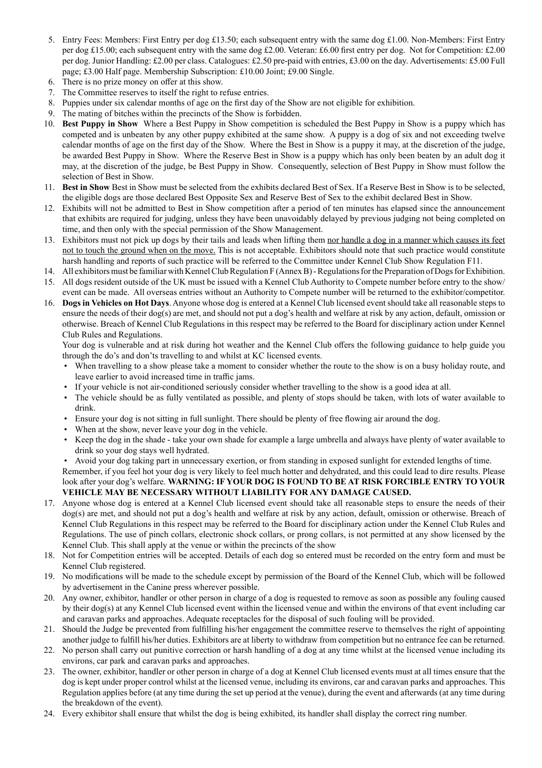5. Entry Fees: Members: First Entry per dog £13.50; each subsequent entry with the same dog £1.00. Non-Members: First Entry per dog £15.00; each subsequent entry with the same dog £2.00. Veteran: £6.00 first entry per dog. Not for Competition: £2.00 per dog. Junior Handling: £2.00 per class. Catalogues: £2.50 pre-paid with entries, £3.00 on the day. Advertisements: £5.00 Full page; £3.00 Half page. Membership Subscription: £10.00 Joint; £9.00 Single.
6. There is no prize money on offer at this show.
7. The Committee reserves to itself the right to refuse entries.
8. Puppies under six calendar months of age on the first day of the Show are not eligible for exhibition.
9. The mating of bitches within the precincts of the Show is forbidden.
10. **Best Puppy in Show** Where a Best Puppy in Show competition is scheduled the Best Puppy in Show is a puppy which has competed and is unbeaten by any other puppy exhibited at the same show. A puppy is a dog of six and not exceeding twelve calendar months of age on the first day of the Show. Where the Best in Show is a puppy it may, at the discretion of the judge, be awarded Best Puppy in Show. Where the Reserve Best in Show is a puppy which has only been beaten by an adult dog it may, at the discretion of the judge, be Best Puppy in Show. Consequently, selection of Best Puppy in Show must follow the selection of Best in Show.
11. **Best in Show** Best in Show must be selected from the exhibits declared Best of Sex. If a Reserve Best in Show is to be selected, the eligible dogs are those declared Best Opposite Sex and Reserve Best of Sex to the exhibit declared Best in Show.
12. Exhibits will not be admitted to Best in Show competition after a period of ten minutes has elapsed since the announcement that exhibits are required for judging, unless they have been unavoidably delayed by previous judging not being completed on time, and then only with the special permission of the Show Management.
13. Exhibitors must not pick up dogs by their tails and leads when lifting them nor handle a dog in a manner which causes its feet not to touch the ground when on the move. This is not acceptable. Exhibitors should note that such practice would constitute harsh handling and reports of such practice will be referred to the Committee under Kennel Club Show Regulation F11.
14. All exhibitors must be familiar with Kennel Club Regulation F (Annex B) - Regulations for the Preparation of Dogs for Exhibition.
15. All dogs resident outside of the UK must be issued with a Kennel Club Authority to Compete number before entry to the show/ event can be made. All overseas entries without an Authority to Compete number will be returned to the exhibitor/competitor.
16. **Dogs in Vehicles on Hot Days**. Anyone whose dog is entered at a Kennel Club licensed event should take all reasonable steps to ensure the needs of their dog(s) are met, and should not put a dog's health and welfare at risk by any action, default, omission or otherwise. Breach of Kennel Club Regulations in this respect may be referred to the Board for disciplinary action under Kennel Club Rules and Regulations.

    Your dog is vulnerable and at risk during hot weather and the Kennel Club offers the following guidance to help guide you through the do's and don'ts travelling to and whilst at KC licensed events.
    - When travelling to a show please take a moment to consider whether the route to the show is on a busy holiday route, and leave earlier to avoid increased time in traffic jams.
    - If your vehicle is not air-conditioned seriously consider whether travelling to the show is a good idea at all.
    - The vehicle should be as fully ventilated as possible, and plenty of stops should be taken, with lots of water available to drink.
    - Ensure your dog is not sitting in full sunlight. There should be plenty of free flowing air around the dog.
    - When at the show, never leave your dog in the vehicle.
    - Keep the dog in the shade - take your own shade for example a large umbrella and always have plenty of water available to drink so your dog stays well hydrated.
    - Avoid your dog taking part in unnecessary exertion, or from standing in exposed sunlight for extended lengths of time.

    Remember, if you feel hot your dog is very likely to feel much hotter and dehydrated, and this could lead to dire results. Please look after your dog's welfare. **WARNING: IF YOUR DOG IS FOUND TO BE AT RISK FORCIBLE ENTRY TO YOUR VEHICLE MAY BE NECESSARY WITHOUT LIABILITY FOR ANY DAMAGE CAUSED.**
17. Anyone whose dog is entered at a Kennel Club licensed event should take all reasonable steps to ensure the needs of their dog(s) are met, and should not put a dog's health and welfare at risk by any action, default, omission or otherwise. Breach of Kennel Club Regulations in this respect may be referred to the Board for disciplinary action under the Kennel Club Rules and Regulations. The use of pinch collars, electronic shock collars, or prong collars, is not permitted at any show licensed by the Kennel Club. This shall apply at the venue or within the precincts of the show
18. Not for Competition entries will be accepted. Details of each dog so entered must be recorded on the entry form and must be Kennel Club registered.
19. No modifications will be made to the schedule except by permission of the Board of the Kennel Club, which will be followed by advertisement in the Canine press wherever possible.
20. Any owner, exhibitor, handler or other person in charge of a dog is requested to remove as soon as possible any fouling caused by their dog(s) at any Kennel Club licensed event within the licensed venue and within the environs of that event including car and caravan parks and approaches. Adequate receptacles for the disposal of such fouling will be provided.
21. Should the Judge be prevented from fulfilling his/her engagement the committee reserve to themselves the right of appointing another judge to fulfill his/her duties. Exhibitors are at liberty to withdraw from competition but no entrance fee can be returned.
22. No person shall carry out punitive correction or harsh handling of a dog at any time whilst at the licensed venue including its environs, car park and caravan parks and approaches.
23. The owner, exhibitor, handler or other person in charge of a dog at Kennel Club licensed events must at all times ensure that the dog is kept under proper control whilst at the licensed venue, including its environs, car and caravan parks and approaches. This Regulation applies before (at any time during the set up period at the venue), during the event and afterwards (at any time during the breakdown of the event).
24. Every exhibitor shall ensure that whilst the dog is being exhibited, its handler shall display the correct ring number.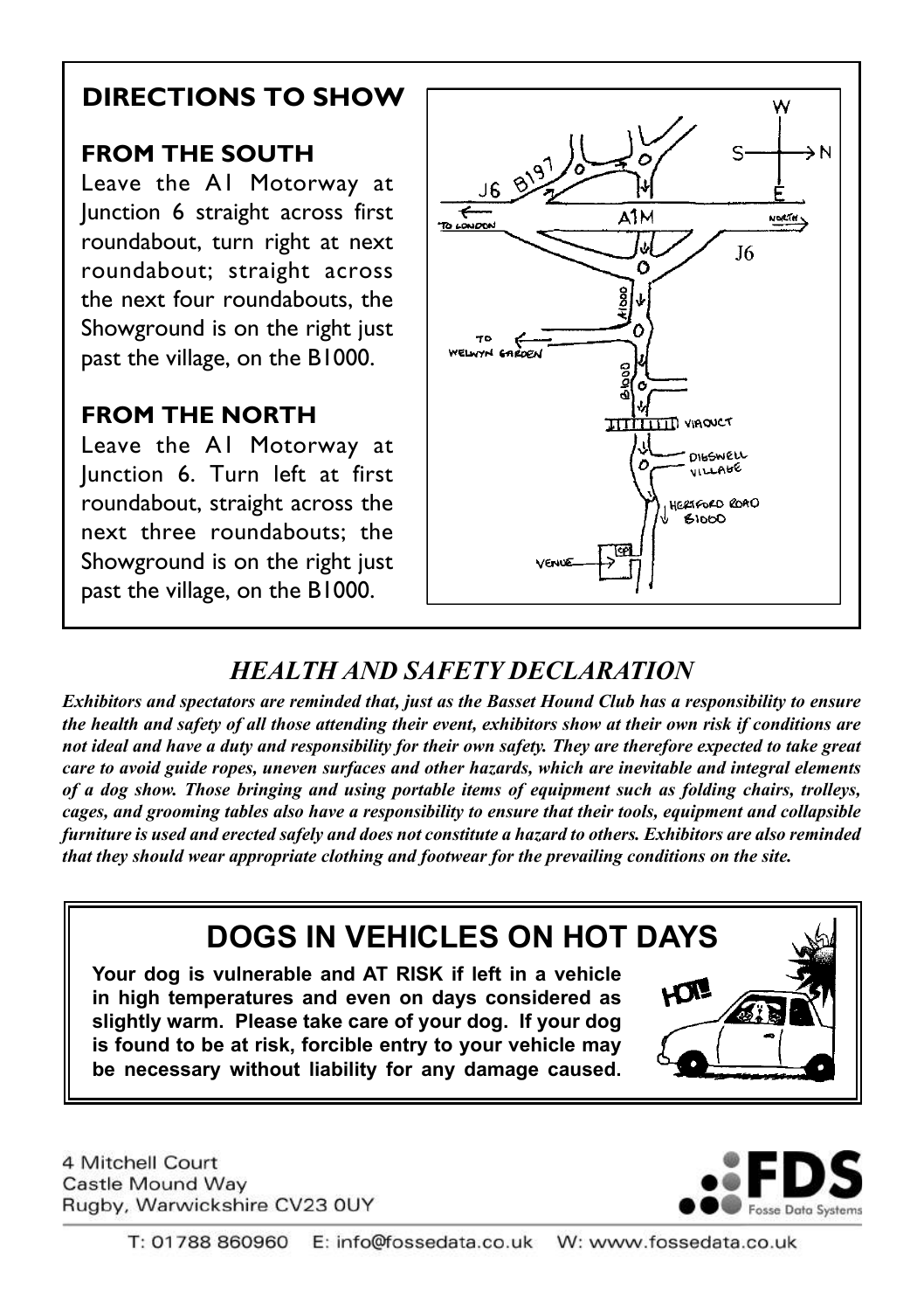## DIRECTIONS TO SHOW

### FROM THE SOUTH

Leave the A1 Motorway at Junction 6 straight across first roundabout, turn right at next roundabout; straight across the next four roundabouts, the Showground is on the right just past the village, on the B1000.

### FROM THE NORTH

Leave the A1 Motorway at Junction 6. Turn left at first roundabout, straight across the next three roundabouts; the Showground is on the right just past the village, on the B1000.

W
S
N
E
J6 B197
A1M
TO LONDON
NORTH
J6
A1000
TO WELWYN GARDEN
B1000
VIADUCT
DIGSWELL VILLAGE
HERTFORD ROAD B1000
CP
VENUE

## *HEALTH AND SAFETY DECLARATION*

***Exhibitors and spectators are reminded that, just as the Basset Hound Club has a responsibility to ensure the health and safety of all those attending their event, exhibitors show at their own risk if conditions are not ideal and have a duty and responsibility for their own safety. They are therefore expected to take great care to avoid guide ropes, uneven surfaces and other hazards, which are inevitable and integral elements of a dog show. Those bringing and using portable items of equipment such as folding chairs, trolleys, cages, and grooming tables also have a responsibility to ensure that their tools, equipment and collapsible furniture is used and erected safely and does not constitute a hazard to others. Exhibitors are also reminded that they should wear appropriate clothing and footwear for the prevailing conditions on the site.***

## DOGS IN VEHICLES ON HOT DAYS

**Your dog is vulnerable and AT RISK if left in a vehicle in high temperatures and even on days considered as slightly warm. Please take care of your dog. If your dog is found to be at risk, forcible entry to your vehicle may be necessary without liability for any damage caused.**

HOT!

4 Mitchell Court
Castle Mound Way
Rugby, Warwickshire CV23 0UY

FDS Fosse Data Systems

T: 01788 860960 E: info@fossedata.co.uk W: www.fossedata.co.uk